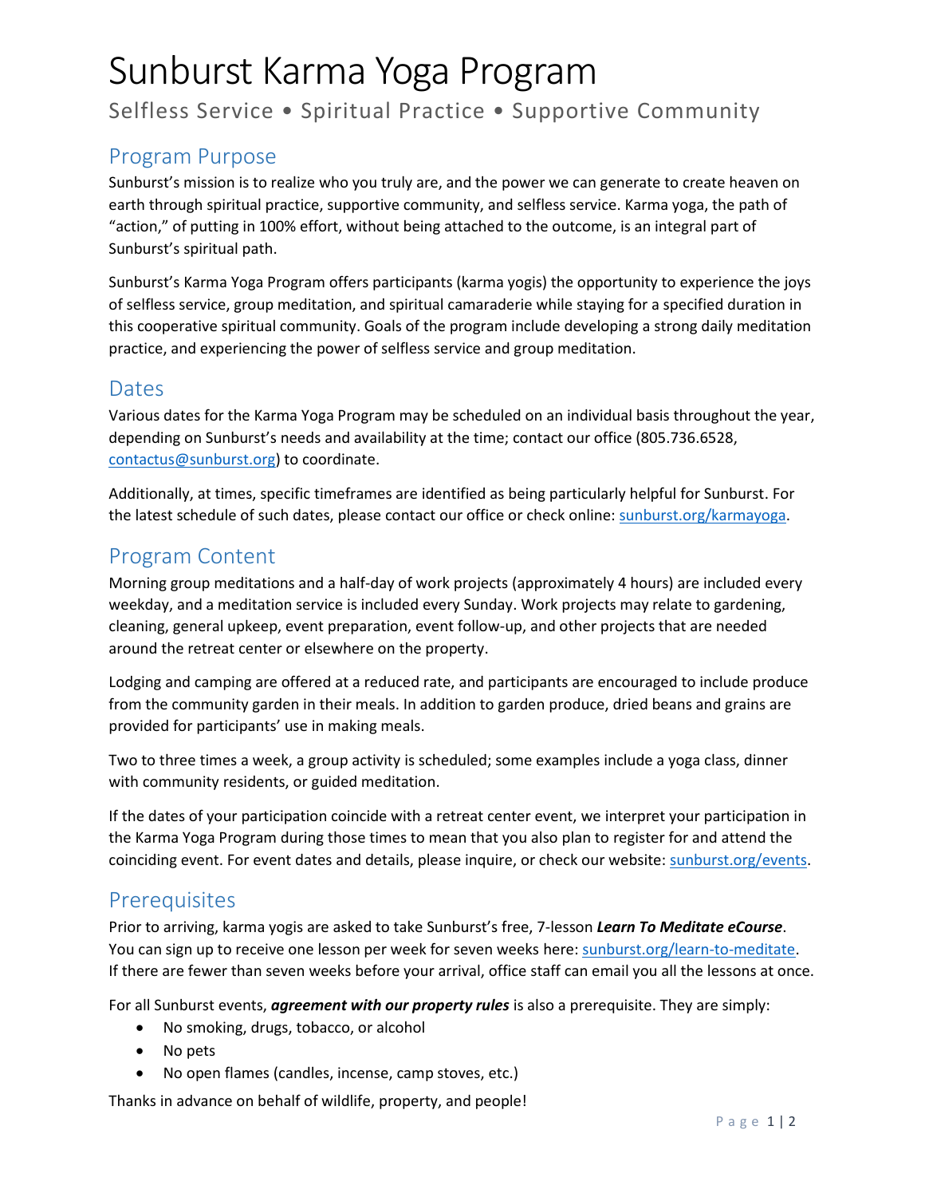# Sunburst Karma Yoga Program

Selfless Service • Spiritual Practice • Supportive Community

## Program Purpose

Sunburst's mission is to realize who you truly are, and the power we can generate to create heaven on earth through spiritual practice, supportive community, and selfless service. Karma yoga, the path of "action," of putting in 100% effort, without being attached to the outcome, is an integral part of Sunburst's spiritual path.

Sunburst's Karma Yoga Program offers participants (karma yogis) the opportunity to experience the joys of selfless service, group meditation, and spiritual camaraderie while staying for a specified duration in this cooperative spiritual community. Goals of the program include developing a strong daily meditation practice, and experiencing the power of selfless service and group meditation.

## Dates

Various dates for the Karma Yoga Program may be scheduled on an individual basis throughout the year, depending on Sunburst's needs and availability at the time; contact our office (805.736.6528, contactus@sunburst.org) to coordinate.

Additionally, at times, specific timeframes are identified as being particularly helpful for Sunburst. For the latest schedule of such dates, please contact our office or check online: sunburst.org/karmayoga.

## Program Content

Morning group meditations and a half-day of work projects (approximately 4 hours) are included every weekday, and a meditation service is included every Sunday. Work projects may relate to gardening, cleaning, general upkeep, event preparation, event follow-up, and other projects that are needed around the retreat center or elsewhere on the property.

Lodging and camping are offered at a reduced rate, and participants are encouraged to include produce from the community garden in their meals. In addition to garden produce, dried beans and grains are provided for participants' use in making meals.

Two to three times a week, a group activity is scheduled; some examples include a yoga class, dinner with community residents, or guided meditation.

If the dates of your participation coincide with a retreat center event, we interpret your participation in the Karma Yoga Program during those times to mean that you also plan to register for and attend the coinciding event. For event dates and details, please inquire, or check our website: sunburst.org/events.

## Prerequisites

Prior to arriving, karma yogis are asked to take Sunburst's free, 7-lesson ***Learn To Meditate eCourse***. You can sign up to receive one lesson per week for seven weeks here: sunburst.org/learn-to-meditate. If there are fewer than seven weeks before your arrival, office staff can email you all the lessons at once.

For all Sunburst events, ***agreement with our property rules*** is also a prerequisite. They are simply:

- No smoking, drugs, tobacco, or alcohol
- No pets
- No open flames (candles, incense, camp stoves, etc.)

Thanks in advance on behalf of wildlife, property, and people!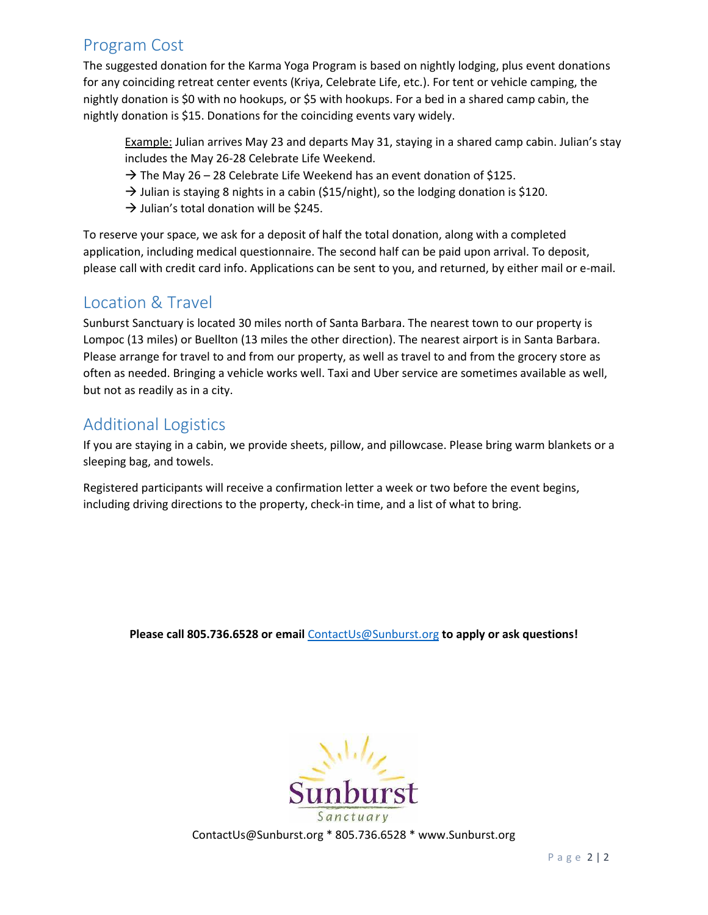## Program Cost

The suggested donation for the Karma Yoga Program is based on nightly lodging, plus event donations for any coinciding retreat center events (Kriya, Celebrate Life, etc.). For tent or vehicle camping, the nightly donation is $0 with no hookups, or $5 with hookups. For a bed in a shared camp cabin, the nightly donation is $15. Donations for the coinciding events vary widely.

> Example: Julian arrives May 23 and departs May 31, staying in a shared camp cabin. Julian's stay includes the May 26-28 Celebrate Life Weekend.
> → The May 26 – 28 Celebrate Life Weekend has an event donation of $125.
> → Julian is staying 8 nights in a cabin ($15/night), so the lodging donation is $120.
> → Julian's total donation will be $245.

To reserve your space, we ask for a deposit of half the total donation, along with a completed application, including medical questionnaire. The second half can be paid upon arrival. To deposit, please call with credit card info. Applications can be sent to you, and returned, by either mail or e-mail.

## Location & Travel

Sunburst Sanctuary is located 30 miles north of Santa Barbara. The nearest town to our property is Lompoc (13 miles) or Buellton (13 miles the other direction). The nearest airport is in Santa Barbara. Please arrange for travel to and from our property, as well as travel to and from the grocery store as often as needed. Bringing a vehicle works well. Taxi and Uber service are sometimes available as well, but not as readily as in a city.

## Additional Logistics

If you are staying in a cabin, we provide sheets, pillow, and pillowcase. Please bring warm blankets or a sleeping bag, and towels.

Registered participants will receive a confirmation letter a week or two before the event begins, including driving directions to the property, check-in time, and a list of what to bring.

**Please call 805.736.6528 or email ContactUs@Sunburst.org to apply or ask questions!**

Sunburst Sanctuary

ContactUs@Sunburst.org * 805.736.6528 * www.Sunburst.org